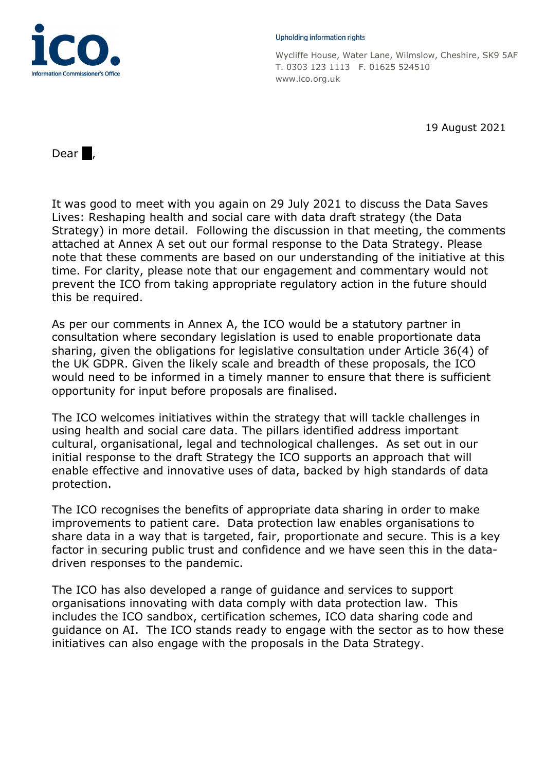Upholding information rights

Wycliffe House, Water Lane, Wilmslow, Cheshire, SK9 5AF
T. 0303 123 1113 F. 01625 524510
www.ico.org.uk

19 August 2021

Dear █,

It was good to meet with you again on 29 July 2021 to discuss the Data Saves Lives: Reshaping health and social care with data draft strategy (the Data Strategy) in more detail. Following the discussion in that meeting, the comments attached at Annex A set out our formal response to the Data Strategy. Please note that these comments are based on our understanding of the initiative at this time. For clarity, please note that our engagement and commentary would not prevent the ICO from taking appropriate regulatory action in the future should this be required.

As per our comments in Annex A, the ICO would be a statutory partner in consultation where secondary legislation is used to enable proportionate data sharing, given the obligations for legislative consultation under Article 36(4) of the UK GDPR. Given the likely scale and breadth of these proposals, the ICO would need to be informed in a timely manner to ensure that there is sufficient opportunity for input before proposals are finalised.

The ICO welcomes initiatives within the strategy that will tackle challenges in using health and social care data. The pillars identified address important cultural, organisational, legal and technological challenges. As set out in our initial response to the draft Strategy the ICO supports an approach that will enable effective and innovative uses of data, backed by high standards of data protection.

The ICO recognises the benefits of appropriate data sharing in order to make improvements to patient care. Data protection law enables organisations to share data in a way that is targeted, fair, proportionate and secure. This is a key factor in securing public trust and confidence and we have seen this in the data-driven responses to the pandemic.

The ICO has also developed a range of guidance and services to support organisations innovating with data comply with data protection law. This includes the ICO sandbox, certification schemes, ICO data sharing code and guidance on AI. The ICO stands ready to engage with the sector as to how these initiatives can also engage with the proposals in the Data Strategy.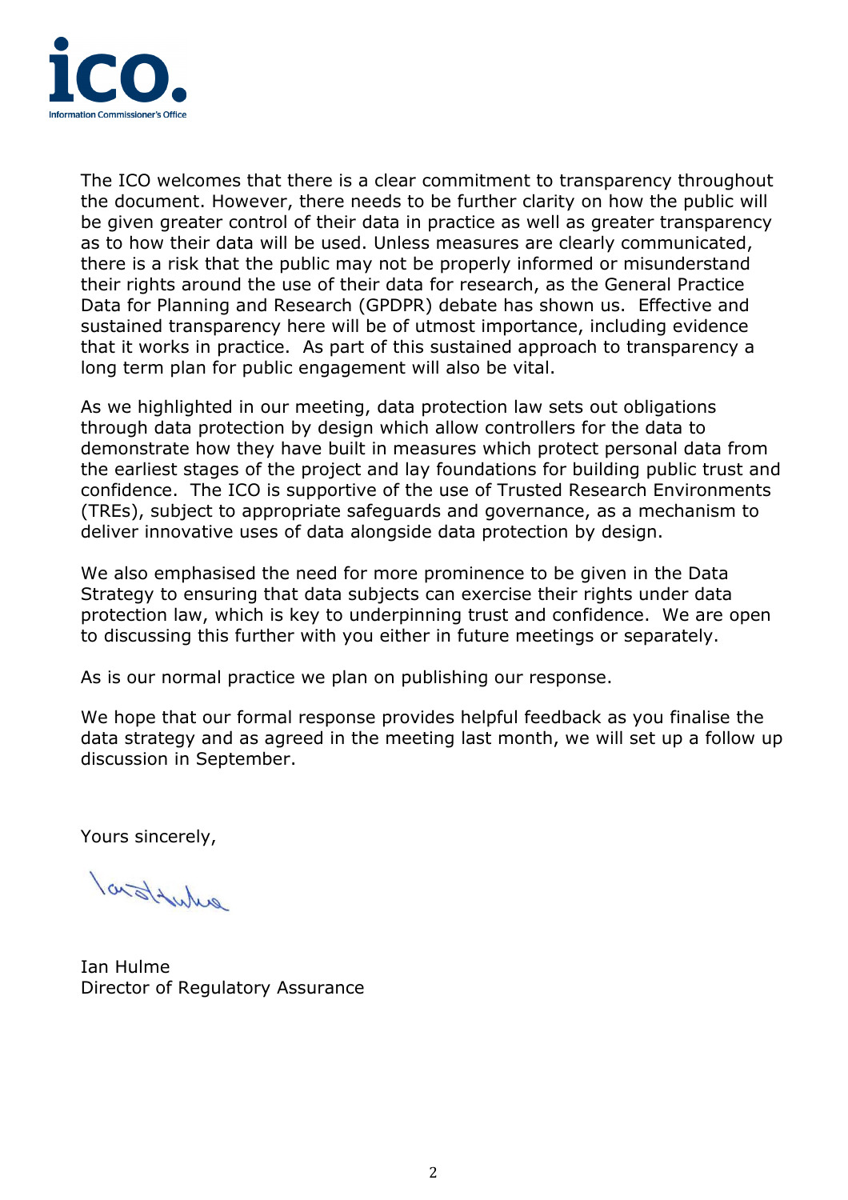The ICO welcomes that there is a clear commitment to transparency throughout the document. However, there needs to be further clarity on how the public will be given greater control of their data in practice as well as greater transparency as to how their data will be used. Unless measures are clearly communicated, there is a risk that the public may not be properly informed or misunderstand their rights around the use of their data for research, as the General Practice Data for Planning and Research (GPDPR) debate has shown us. Effective and sustained transparency here will be of utmost importance, including evidence that it works in practice. As part of this sustained approach to transparency a long term plan for public engagement will also be vital.

As we highlighted in our meeting, data protection law sets out obligations through data protection by design which allow controllers for the data to demonstrate how they have built in measures which protect personal data from the earliest stages of the project and lay foundations for building public trust and confidence. The ICO is supportive of the use of Trusted Research Environments (TREs), subject to appropriate safeguards and governance, as a mechanism to deliver innovative uses of data alongside data protection by design.

We also emphasised the need for more prominence to be given in the Data Strategy to ensuring that data subjects can exercise their rights under data protection law, which is key to underpinning trust and confidence. We are open to discussing this further with you either in future meetings or separately.

As is our normal practice we plan on publishing our response.

We hope that our formal response provides helpful feedback as you finalise the data strategy and as agreed in the meeting last month, we will set up a follow up discussion in September.

Yours sincerely,

Ian Hulme
Director of Regulatory Assurance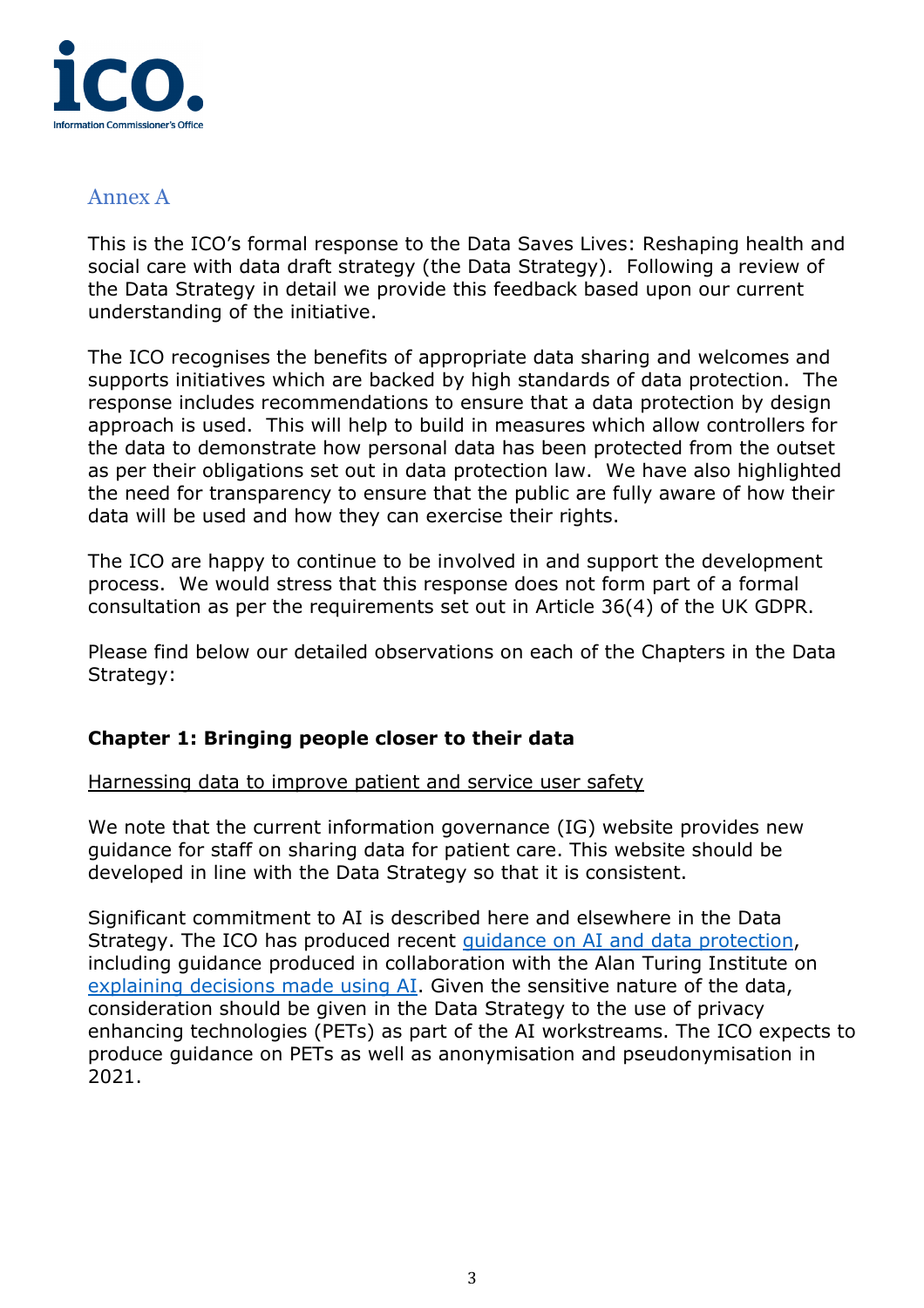## Annex A

This is the ICO's formal response to the Data Saves Lives: Reshaping health and social care with data draft strategy (the Data Strategy). Following a review of the Data Strategy in detail we provide this feedback based upon our current understanding of the initiative.

The ICO recognises the benefits of appropriate data sharing and welcomes and supports initiatives which are backed by high standards of data protection. The response includes recommendations to ensure that a data protection by design approach is used. This will help to build in measures which allow controllers for the data to demonstrate how personal data has been protected from the outset as per their obligations set out in data protection law. We have also highlighted the need for transparency to ensure that the public are fully aware of how their data will be used and how they can exercise their rights.

The ICO are happy to continue to be involved in and support the development process. We would stress that this response does not form part of a formal consultation as per the requirements set out in Article 36(4) of the UK GDPR.

Please find below our detailed observations on each of the Chapters in the Data Strategy:

### Chapter 1: Bringing people closer to their data

Harnessing data to improve patient and service user safety

We note that the current information governance (IG) website provides new guidance for staff on sharing data for patient care. This website should be developed in line with the Data Strategy so that it is consistent.

Significant commitment to AI is described here and elsewhere in the Data Strategy. The ICO has produced recent guidance on AI and data protection, including guidance produced in collaboration with the Alan Turing Institute on explaining decisions made using AI. Given the sensitive nature of the data, consideration should be given in the Data Strategy to the use of privacy enhancing technologies (PETs) as part of the AI workstreams. The ICO expects to produce guidance on PETs as well as anonymisation and pseudonymisation in 2021.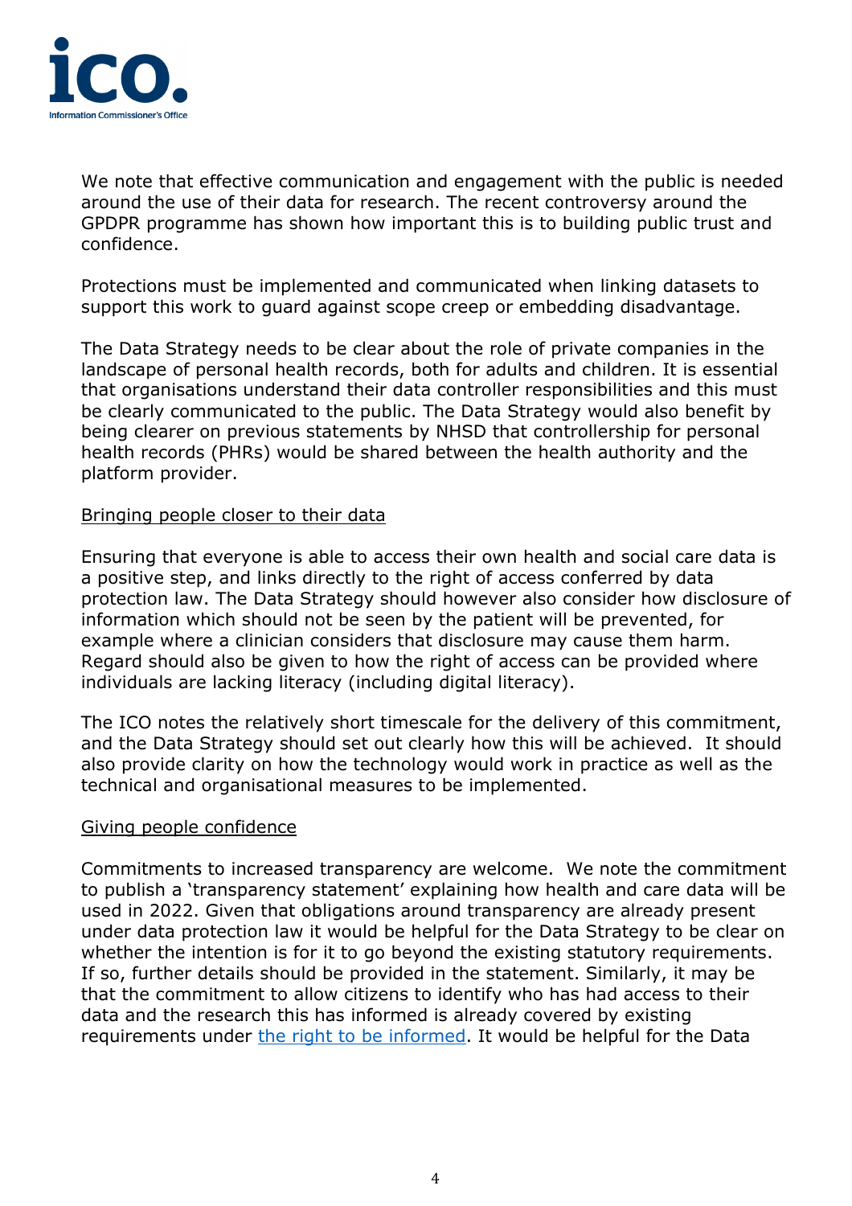We note that effective communication and engagement with the public is needed around the use of their data for research. The recent controversy around the GPDPR programme has shown how important this is to building public trust and confidence.

Protections must be implemented and communicated when linking datasets to support this work to guard against scope creep or embedding disadvantage.

The Data Strategy needs to be clear about the role of private companies in the landscape of personal health records, both for adults and children. It is essential that organisations understand their data controller responsibilities and this must be clearly communicated to the public. The Data Strategy would also benefit by being clearer on previous statements by NHSD that controllership for personal health records (PHRs) would be shared between the health authority and the platform provider.

Bringing people closer to their data

Ensuring that everyone is able to access their own health and social care data is a positive step, and links directly to the right of access conferred by data protection law. The Data Strategy should however also consider how disclosure of information which should not be seen by the patient will be prevented, for example where a clinician considers that disclosure may cause them harm. Regard should also be given to how the right of access can be provided where individuals are lacking literacy (including digital literacy).

The ICO notes the relatively short timescale for the delivery of this commitment, and the Data Strategy should set out clearly how this will be achieved. It should also provide clarity on how the technology would work in practice as well as the technical and organisational measures to be implemented.

Giving people confidence

Commitments to increased transparency are welcome. We note the commitment to publish a 'transparency statement' explaining how health and care data will be used in 2022. Given that obligations around transparency are already present under data protection law it would be helpful for the Data Strategy to be clear on whether the intention is for it to go beyond the existing statutory requirements. If so, further details should be provided in the statement. Similarly, it may be that the commitment to allow citizens to identify who has had access to their data and the research this has informed is already covered by existing requirements under the right to be informed. It would be helpful for the Data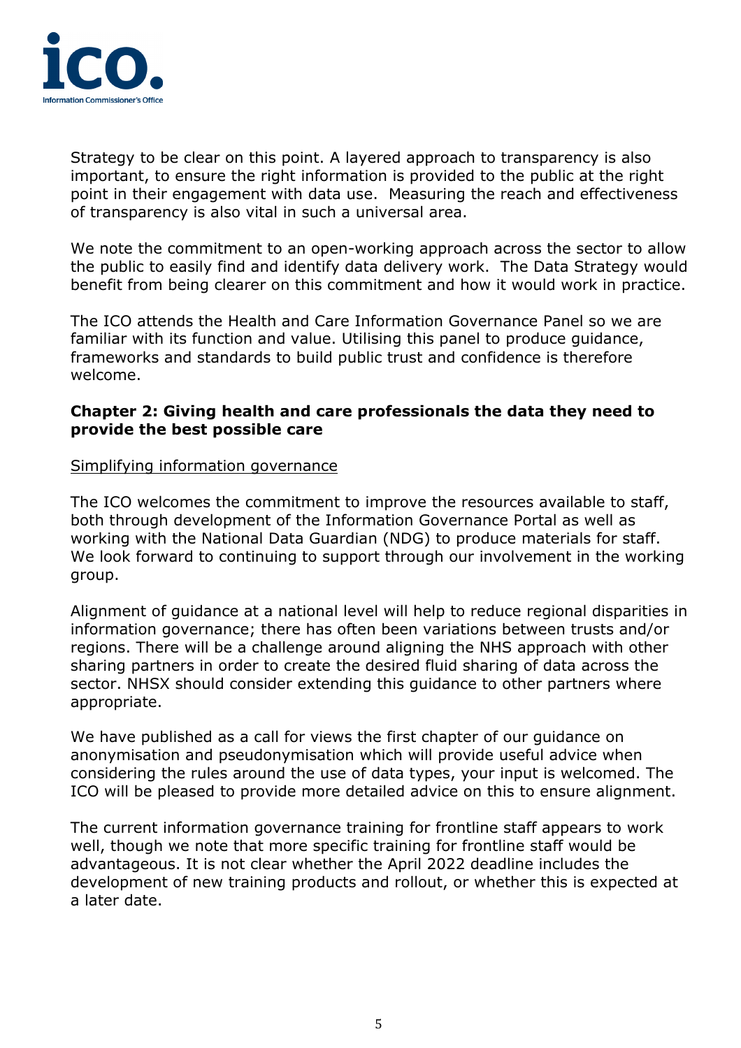Strategy to be clear on this point. A layered approach to transparency is also important, to ensure the right information is provided to the public at the right point in their engagement with data use. Measuring the reach and effectiveness of transparency is also vital in such a universal area.

We note the commitment to an open-working approach across the sector to allow the public to easily find and identify data delivery work. The Data Strategy would benefit from being clearer on this commitment and how it would work in practice.

The ICO attends the Health and Care Information Governance Panel so we are familiar with its function and value. Utilising this panel to produce guidance, frameworks and standards to build public trust and confidence is therefore welcome.

**Chapter 2: Giving health and care professionals the data they need to provide the best possible care**

Simplifying information governance

The ICO welcomes the commitment to improve the resources available to staff, both through development of the Information Governance Portal as well as working with the National Data Guardian (NDG) to produce materials for staff. We look forward to continuing to support through our involvement in the working group.

Alignment of guidance at a national level will help to reduce regional disparities in information governance; there has often been variations between trusts and/or regions. There will be a challenge around aligning the NHS approach with other sharing partners in order to create the desired fluid sharing of data across the sector. NHSX should consider extending this guidance to other partners where appropriate.

We have published as a call for views the first chapter of our guidance on anonymisation and pseudonymisation which will provide useful advice when considering the rules around the use of data types, your input is welcomed. The ICO will be pleased to provide more detailed advice on this to ensure alignment.

The current information governance training for frontline staff appears to work well, though we note that more specific training for frontline staff would be advantageous. It is not clear whether the April 2022 deadline includes the development of new training products and rollout, or whether this is expected at a later date.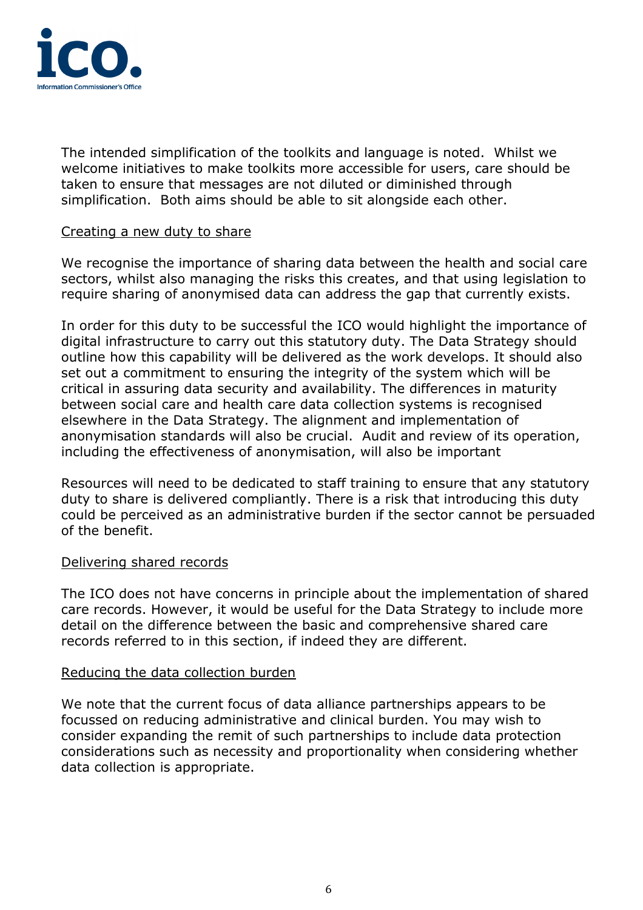The intended simplification of the toolkits and language is noted. Whilst we welcome initiatives to make toolkits more accessible for users, care should be taken to ensure that messages are not diluted or diminished through simplification. Both aims should be able to sit alongside each other.

Creating a new duty to share

We recognise the importance of sharing data between the health and social care sectors, whilst also managing the risks this creates, and that using legislation to require sharing of anonymised data can address the gap that currently exists.

In order for this duty to be successful the ICO would highlight the importance of digital infrastructure to carry out this statutory duty. The Data Strategy should outline how this capability will be delivered as the work develops. It should also set out a commitment to ensuring the integrity of the system which will be critical in assuring data security and availability. The differences in maturity between social care and health care data collection systems is recognised elsewhere in the Data Strategy. The alignment and implementation of anonymisation standards will also be crucial. Audit and review of its operation, including the effectiveness of anonymisation, will also be important

Resources will need to be dedicated to staff training to ensure that any statutory duty to share is delivered compliantly. There is a risk that introducing this duty could be perceived as an administrative burden if the sector cannot be persuaded of the benefit.

Delivering shared records

The ICO does not have concerns in principle about the implementation of shared care records. However, it would be useful for the Data Strategy to include more detail on the difference between the basic and comprehensive shared care records referred to in this section, if indeed they are different.

Reducing the data collection burden

We note that the current focus of data alliance partnerships appears to be focussed on reducing administrative and clinical burden. You may wish to consider expanding the remit of such partnerships to include data protection considerations such as necessity and proportionality when considering whether data collection is appropriate.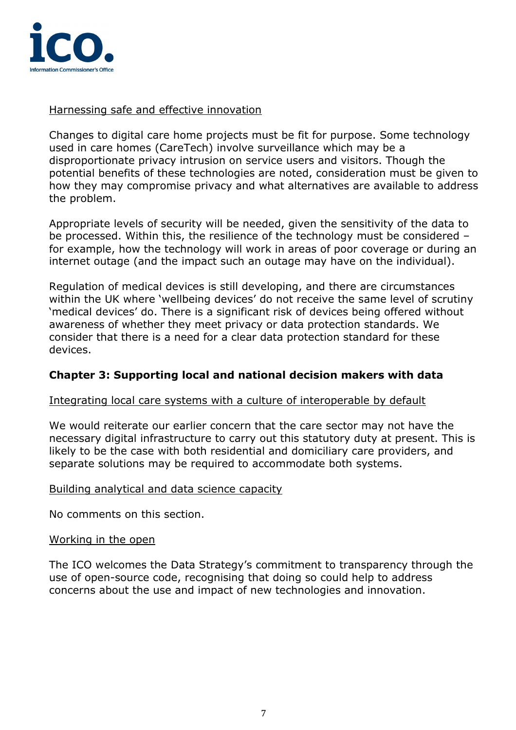Harnessing safe and effective innovation

Changes to digital care home projects must be fit for purpose. Some technology used in care homes (CareTech) involve surveillance which may be a disproportionate privacy intrusion on service users and visitors. Though the potential benefits of these technologies are noted, consideration must be given to how they may compromise privacy and what alternatives are available to address the problem.

Appropriate levels of security will be needed, given the sensitivity of the data to be processed. Within this, the resilience of the technology must be considered – for example, how the technology will work in areas of poor coverage or during an internet outage (and the impact such an outage may have on the individual).

Regulation of medical devices is still developing, and there are circumstances within the UK where 'wellbeing devices' do not receive the same level of scrutiny 'medical devices' do. There is a significant risk of devices being offered without awareness of whether they meet privacy or data protection standards. We consider that there is a need for a clear data protection standard for these devices.

**Chapter 3: Supporting local and national decision makers with data**

Integrating local care systems with a culture of interoperable by default

We would reiterate our earlier concern that the care sector may not have the necessary digital infrastructure to carry out this statutory duty at present. This is likely to be the case with both residential and domiciliary care providers, and separate solutions may be required to accommodate both systems.

Building analytical and data science capacity

No comments on this section.

Working in the open

The ICO welcomes the Data Strategy's commitment to transparency through the use of open-source code, recognising that doing so could help to address concerns about the use and impact of new technologies and innovation.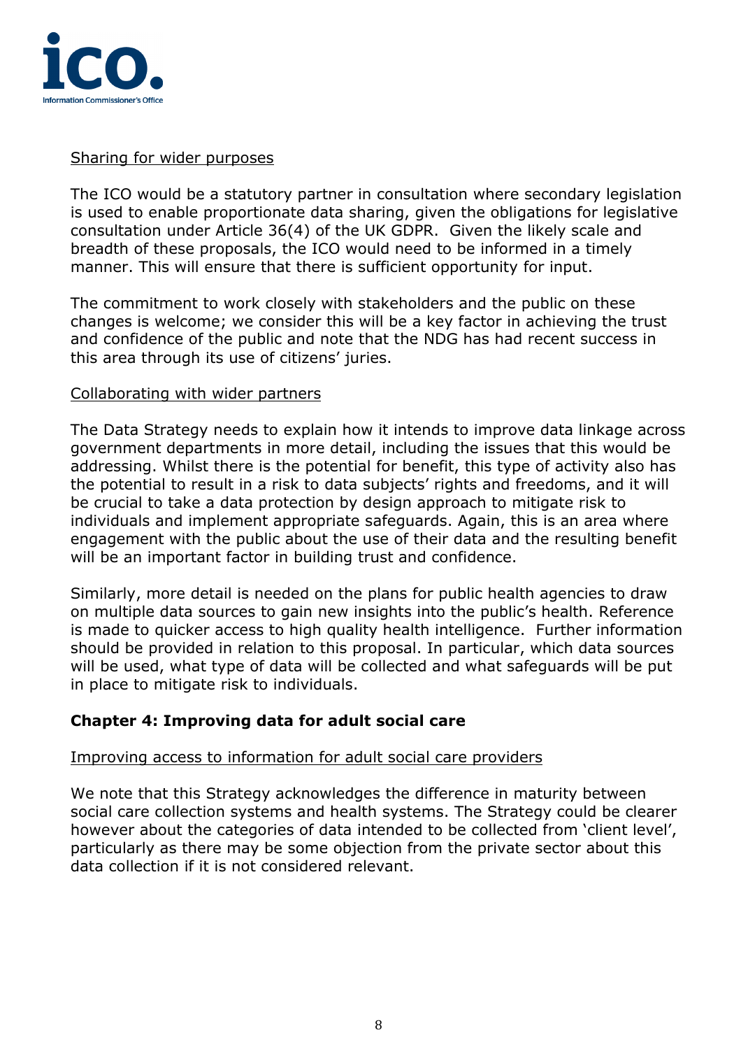Sharing for wider purposes

The ICO would be a statutory partner in consultation where secondary legislation is used to enable proportionate data sharing, given the obligations for legislative consultation under Article 36(4) of the UK GDPR. Given the likely scale and breadth of these proposals, the ICO would need to be informed in a timely manner. This will ensure that there is sufficient opportunity for input.

The commitment to work closely with stakeholders and the public on these changes is welcome; we consider this will be a key factor in achieving the trust and confidence of the public and note that the NDG has had recent success in this area through its use of citizens' juries.

Collaborating with wider partners

The Data Strategy needs to explain how it intends to improve data linkage across government departments in more detail, including the issues that this would be addressing. Whilst there is the potential for benefit, this type of activity also has the potential to result in a risk to data subjects' rights and freedoms, and it will be crucial to take a data protection by design approach to mitigate risk to individuals and implement appropriate safeguards. Again, this is an area where engagement with the public about the use of their data and the resulting benefit will be an important factor in building trust and confidence.

Similarly, more detail is needed on the plans for public health agencies to draw on multiple data sources to gain new insights into the public's health. Reference is made to quicker access to high quality health intelligence. Further information should be provided in relation to this proposal. In particular, which data sources will be used, what type of data will be collected and what safeguards will be put in place to mitigate risk to individuals.

## Chapter 4: Improving data for adult social care

Improving access to information for adult social care providers

We note that this Strategy acknowledges the difference in maturity between social care collection systems and health systems. The Strategy could be clearer however about the categories of data intended to be collected from 'client level', particularly as there may be some objection from the private sector about this data collection if it is not considered relevant.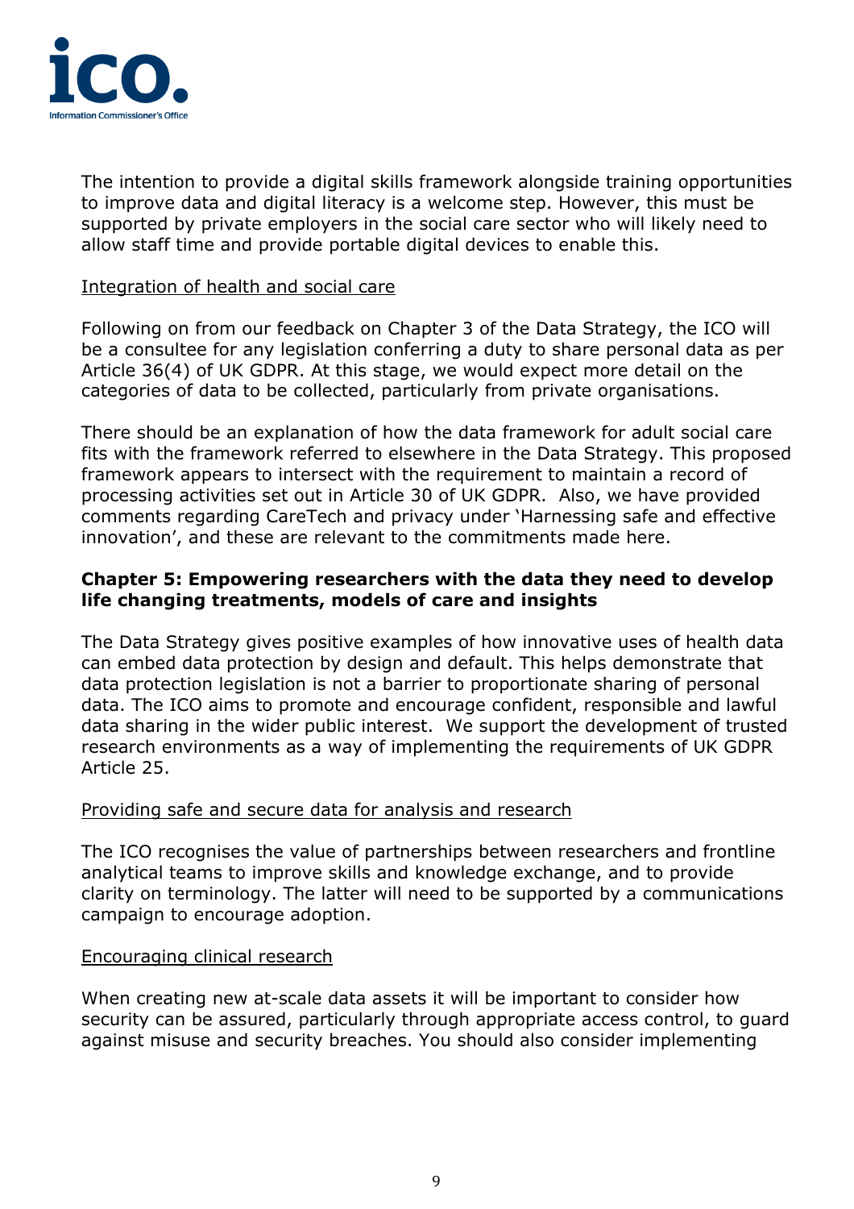The intention to provide a digital skills framework alongside training opportunities to improve data and digital literacy is a welcome step. However, this must be supported by private employers in the social care sector who will likely need to allow staff time and provide portable digital devices to enable this.

Integration of health and social care

Following on from our feedback on Chapter 3 of the Data Strategy, the ICO will be a consultee for any legislation conferring a duty to share personal data as per Article 36(4) of UK GDPR. At this stage, we would expect more detail on the categories of data to be collected, particularly from private organisations.

There should be an explanation of how the data framework for adult social care fits with the framework referred to elsewhere in the Data Strategy. This proposed framework appears to intersect with the requirement to maintain a record of processing activities set out in Article 30 of UK GDPR. Also, we have provided comments regarding CareTech and privacy under 'Harnessing safe and effective innovation', and these are relevant to the commitments made here.

**Chapter 5: Empowering researchers with the data they need to develop life changing treatments, models of care and insights**

The Data Strategy gives positive examples of how innovative uses of health data can embed data protection by design and default. This helps demonstrate that data protection legislation is not a barrier to proportionate sharing of personal data. The ICO aims to promote and encourage confident, responsible and lawful data sharing in the wider public interest. We support the development of trusted research environments as a way of implementing the requirements of UK GDPR Article 25.

Providing safe and secure data for analysis and research

The ICO recognises the value of partnerships between researchers and frontline analytical teams to improve skills and knowledge exchange, and to provide clarity on terminology. The latter will need to be supported by a communications campaign to encourage adoption.

Encouraging clinical research

When creating new at-scale data assets it will be important to consider how security can be assured, particularly through appropriate access control, to guard against misuse and security breaches. You should also consider implementing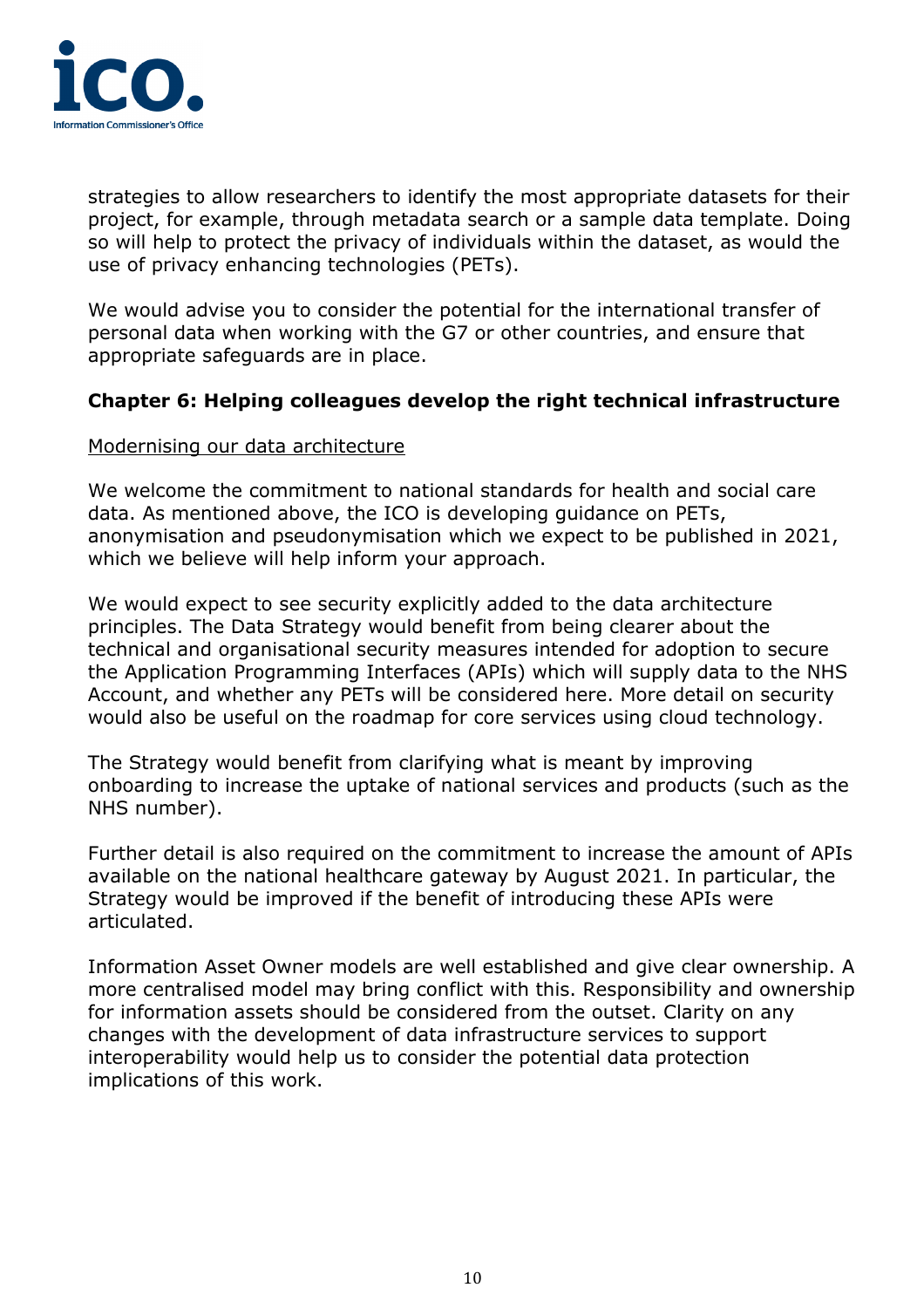strategies to allow researchers to identify the most appropriate datasets for their project, for example, through metadata search or a sample data template. Doing so will help to protect the privacy of individuals within the dataset, as would the use of privacy enhancing technologies (PETs).

We would advise you to consider the potential for the international transfer of personal data when working with the G7 or other countries, and ensure that appropriate safeguards are in place.

## Chapter 6: Helping colleagues develop the right technical infrastructure

<u>Modernising our data architecture</u>

We welcome the commitment to national standards for health and social care data. As mentioned above, the ICO is developing guidance on PETs, anonymisation and pseudonymisation which we expect to be published in 2021, which we believe will help inform your approach.

We would expect to see security explicitly added to the data architecture principles. The Data Strategy would benefit from being clearer about the technical and organisational security measures intended for adoption to secure the Application Programming Interfaces (APIs) which will supply data to the NHS Account, and whether any PETs will be considered here. More detail on security would also be useful on the roadmap for core services using cloud technology.

The Strategy would benefit from clarifying what is meant by improving onboarding to increase the uptake of national services and products (such as the NHS number).

Further detail is also required on the commitment to increase the amount of APIs available on the national healthcare gateway by August 2021. In particular, the Strategy would be improved if the benefit of introducing these APIs were articulated.

Information Asset Owner models are well established and give clear ownership. A more centralised model may bring conflict with this. Responsibility and ownership for information assets should be considered from the outset. Clarity on any changes with the development of data infrastructure services to support interoperability would help us to consider the potential data protection implications of this work.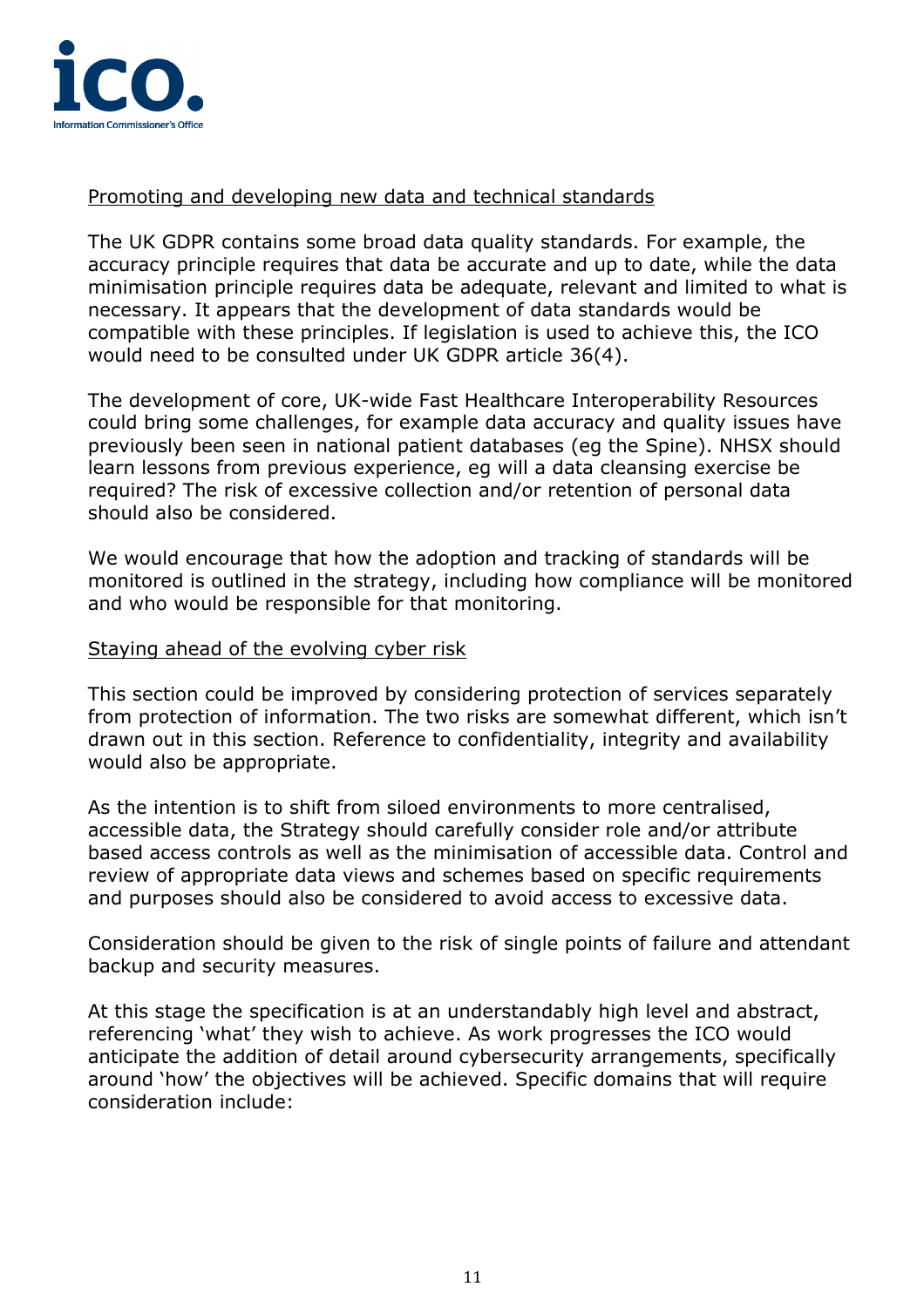Promoting and developing new data and technical standards

The UK GDPR contains some broad data quality standards. For example, the accuracy principle requires that data be accurate and up to date, while the data minimisation principle requires data be adequate, relevant and limited to what is necessary. It appears that the development of data standards would be compatible with these principles. If legislation is used to achieve this, the ICO would need to be consulted under UK GDPR article 36(4).

The development of core, UK-wide Fast Healthcare Interoperability Resources could bring some challenges, for example data accuracy and quality issues have previously been seen in national patient databases (eg the Spine). NHSX should learn lessons from previous experience, eg will a data cleansing exercise be required? The risk of excessive collection and/or retention of personal data should also be considered.

We would encourage that how the adoption and tracking of standards will be monitored is outlined in the strategy, including how compliance will be monitored and who would be responsible for that monitoring.

Staying ahead of the evolving cyber risk

This section could be improved by considering protection of services separately from protection of information. The two risks are somewhat different, which isn't drawn out in this section. Reference to confidentiality, integrity and availability would also be appropriate.

As the intention is to shift from siloed environments to more centralised, accessible data, the Strategy should carefully consider role and/or attribute based access controls as well as the minimisation of accessible data. Control and review of appropriate data views and schemes based on specific requirements and purposes should also be considered to avoid access to excessive data.

Consideration should be given to the risk of single points of failure and attendant backup and security measures.

At this stage the specification is at an understandably high level and abstract, referencing 'what' they wish to achieve. As work progresses the ICO would anticipate the addition of detail around cybersecurity arrangements, specifically around 'how' the objectives will be achieved. Specific domains that will require consideration include: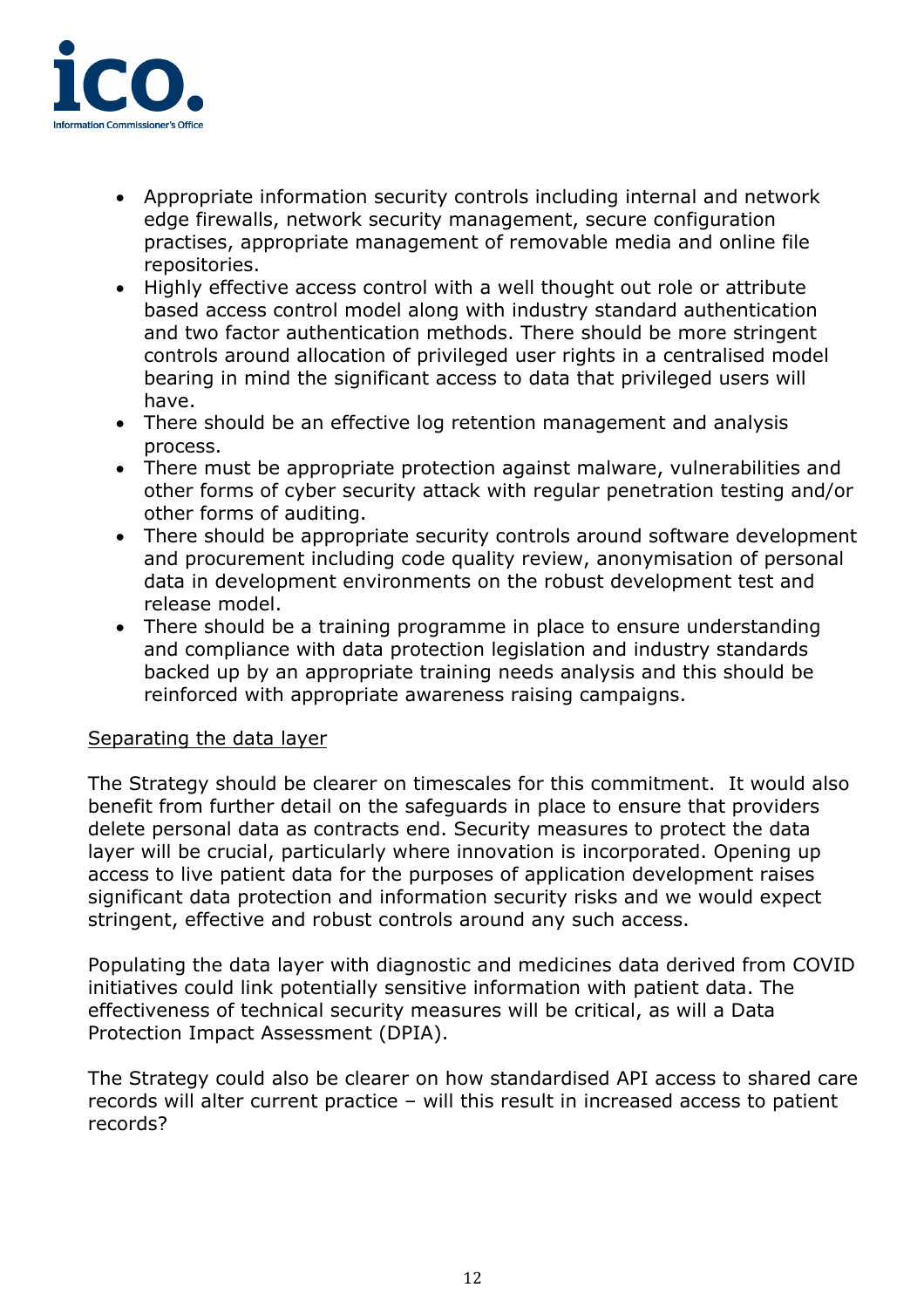- Appropriate information security controls including internal and network edge firewalls, network security management, secure configuration practises, appropriate management of removable media and online file repositories.
- Highly effective access control with a well thought out role or attribute based access control model along with industry standard authentication and two factor authentication methods. There should be more stringent controls around allocation of privileged user rights in a centralised model bearing in mind the significant access to data that privileged users will have.
- There should be an effective log retention management and analysis process.
- There must be appropriate protection against malware, vulnerabilities and other forms of cyber security attack with regular penetration testing and/or other forms of auditing.
- There should be appropriate security controls around software development and procurement including code quality review, anonymisation of personal data in development environments on the robust development test and release model.
- There should be a training programme in place to ensure understanding and compliance with data protection legislation and industry standards backed up by an appropriate training needs analysis and this should be reinforced with appropriate awareness raising campaigns.

<u>Separating the data layer</u>

The Strategy should be clearer on timescales for this commitment. It would also benefit from further detail on the safeguards in place to ensure that providers delete personal data as contracts end. Security measures to protect the data layer will be crucial, particularly where innovation is incorporated. Opening up access to live patient data for the purposes of application development raises significant data protection and information security risks and we would expect stringent, effective and robust controls around any such access.

Populating the data layer with diagnostic and medicines data derived from COVID initiatives could link potentially sensitive information with patient data. The effectiveness of technical security measures will be critical, as will a Data Protection Impact Assessment (DPIA).

The Strategy could also be clearer on how standardised API access to shared care records will alter current practice – will this result in increased access to patient records?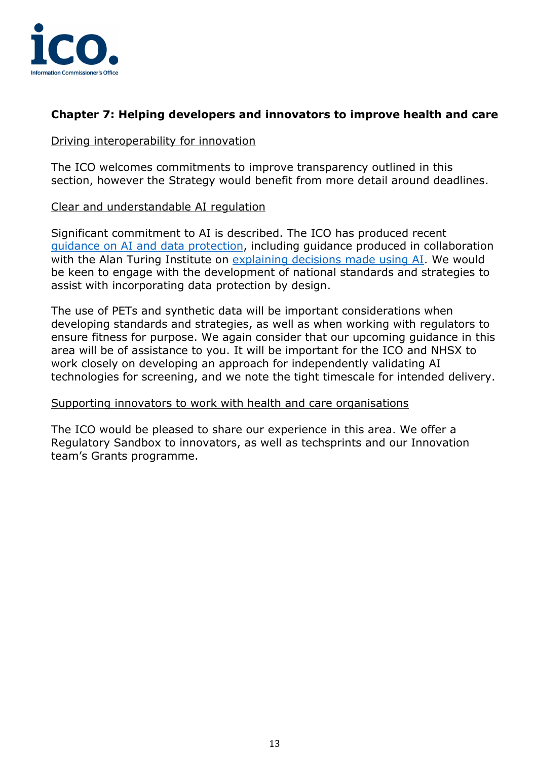**Chapter 7: Helping developers and innovators to improve health and care**

Driving interoperability for innovation

The ICO welcomes commitments to improve transparency outlined in this section, however the Strategy would benefit from more detail around deadlines.

Clear and understandable AI regulation

Significant commitment to AI is described. The ICO has produced recent guidance on AI and data protection, including guidance produced in collaboration with the Alan Turing Institute on explaining decisions made using AI. We would be keen to engage with the development of national standards and strategies to assist with incorporating data protection by design.

The use of PETs and synthetic data will be important considerations when developing standards and strategies, as well as when working with regulators to ensure fitness for purpose. We again consider that our upcoming guidance in this area will be of assistance to you. It will be important for the ICO and NHSX to work closely on developing an approach for independently validating AI technologies for screening, and we note the tight timescale for intended delivery.

Supporting innovators to work with health and care organisations

The ICO would be pleased to share our experience in this area. We offer a Regulatory Sandbox to innovators, as well as techsprints and our Innovation team's Grants programme.